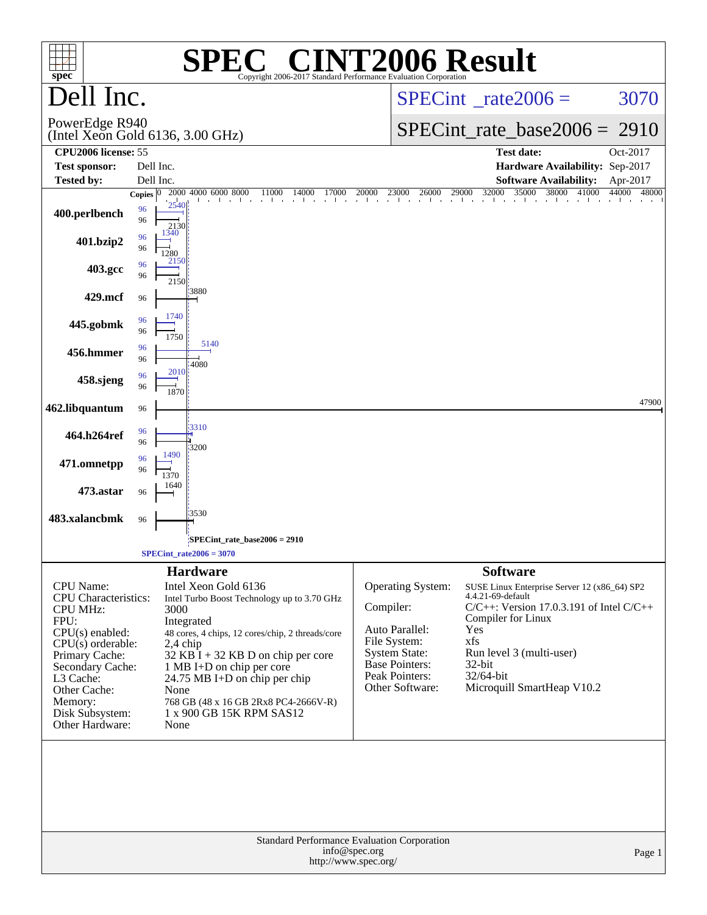# SPEC CINT2006 Result

Copyright 2006-2017 Standard Performance Evaluation Corporation

## Dell Inc.

PowerEdge R940
(Intel Xeon Gold 6136, 3.00 GHz)

SPECint_rate2006 = 3070

SPECint_rate_base2006 = 2910

| | | | |
|---|---|---|---|
| **CPU2006 license:** 55 | | **Test date:** | Oct-2017 |
| **Test sponsor:** | Dell Inc. | **Hardware Availability:** | Sep-2017 |
| **Tested by:** | Dell Inc. | **Software Availability:** | Apr-2017 |

| Benchmark | Copies (peak) | Peak | Copies (base) | Base |
|---|---|---|---|---|
| 400.perlbench | 96 | 2540 | 96 | 2130 |
| 401.bzip2 | 96 | 1340 | 96 | 1280 |
| 403.gcc | 96 | 2150 | 96 | 2150 |
| 429.mcf | | | 96 | 3880 |
| 445.gobmk | 96 | 1740 | 96 | 1750 |
| 456.hmmer | 96 | 5140 | 96 | 4080 |
| 458.sjeng | 96 | 2010 | 96 | 1870 |
| 462.libquantum | | | 96 | 47900 |
| 464.h264ref | 96 | 3310 | 96 | 3200 |
| 471.omnetpp | 96 | 1490 | 96 | 1370 |
| 473.astar | | | 96 | 1640 |
| 483.xalancbmk | | | 96 | 3530 |

SPECint_rate_base2006 = 2910

SPECint_rate2006 = 3070

## Hardware

| | |
|---|---|
| CPU Name: | Intel Xeon Gold 6136 |
| CPU Characteristics: | Intel Turbo Boost Technology up to 3.70 GHz |
| CPU MHz: | 3000 |
| FPU: | Integrated |
| CPU(s) enabled: | 48 cores, 4 chips, 12 cores/chip, 2 threads/core |
| CPU(s) orderable: | 2,4 chip |
| Primary Cache: | 32 KB I + 32 KB D on chip per core |
| Secondary Cache: | 1 MB I+D on chip per core |
| L3 Cache: | 24.75 MB I+D on chip per chip |
| Other Cache: | None |
| Memory: | 768 GB (48 x 16 GB 2Rx8 PC4-2666V-R) |
| Disk Subsystem: | 1 x 900 GB 15K RPM SAS12 |
| Other Hardware: | None |

## Software

| | |
|---|---|
| Operating System: | SUSE Linux Enterprise Server 12 (x86_64) SP2 4.4.21-69-default |
| Compiler: | C/C++: Version 17.0.3.191 of Intel C/C++ Compiler for Linux |
| Auto Parallel: | Yes |
| File System: | xfs |
| System State: | Run level 3 (multi-user) |
| Base Pointers: | 32-bit |
| Peak Pointers: | 32/64-bit |
| Other Software: | Microquill SmartHeap V10.2 |

Standard Performance Evaluation Corporation
info@spec.org
http://www.spec.org/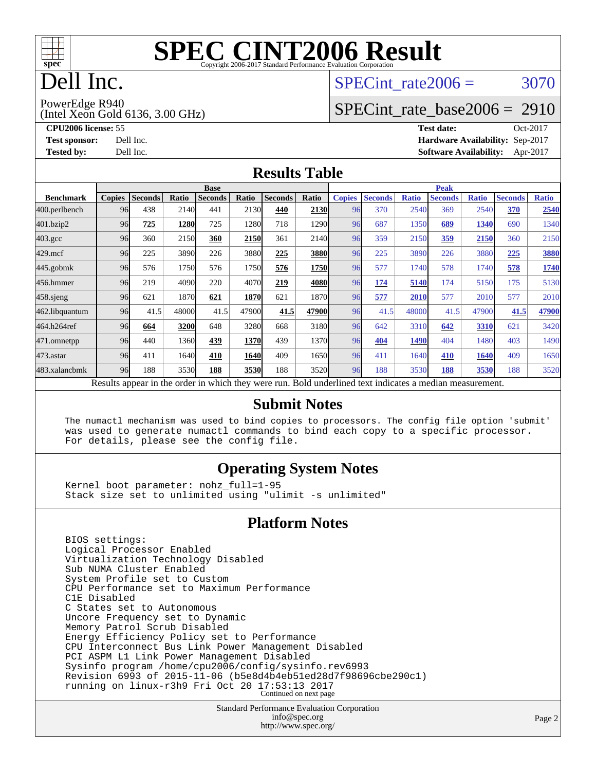# SPEC CINT2006 Result

Copyright 2006-2017 Standard Performance Evaluation Corporation

## Dell Inc.

PowerEdge R940
(Intel Xeon Gold 6136, 3.00 GHz)

SPECint_rate2006 = 3070

SPECint_rate_base2006 = 2910

**CPU2006 license:** 55
**Test sponsor:** Dell Inc.
**Tested by:** Dell Inc.

**Test date:** Oct-2017
**Hardware Availability:** Sep-2017
**Software Availability:** Apr-2017

## Results Table

| Benchmark | Base | | | | | | | Peak | | | | | | |
|---|---|---|---|---|---|---|---|---|---|---|---|---|---|---|
| | Copies | Seconds | Ratio | Seconds | Ratio | Seconds | Ratio | Copies | Seconds | Ratio | Seconds | Ratio | Seconds | Ratio |
| 400.perlbench | 96 | 438 | 2140 | 441 | 2130 | **440** | **2130** | 96 | 370 | 2540 | 369 | 2540 | **370** | **2540** |
| 401.bzip2 | 96 | **725** | **1280** | 725 | 1280 | 718 | 1290 | 96 | 687 | 1350 | **689** | **1340** | 690 | 1340 |
| 403.gcc | 96 | 360 | 2150 | **360** | **2150** | 361 | 2140 | 96 | 359 | 2150 | **359** | **2150** | 360 | 2150 |
| 429.mcf | 96 | 225 | 3890 | 226 | 3880 | **225** | **3880** | 96 | 225 | 3890 | 226 | 3880 | **225** | **3880** |
| 445.gobmk | 96 | 576 | 1750 | 576 | 1750 | **576** | **1750** | 96 | 577 | 1740 | 578 | 1740 | **578** | **1740** |
| 456.hmmer | 96 | 219 | 4090 | 220 | 4070 | **219** | **4080** | 96 | **174** | **5140** | 174 | 5150 | 175 | 5130 |
| 458.sjeng | 96 | 621 | 1870 | **621** | **1870** | 621 | 1870 | 96 | **577** | **2010** | 577 | 2010 | 577 | 2010 |
| 462.libquantum | 96 | 41.5 | 48000 | 41.5 | 47900 | **41.5** | **47900** | 96 | 41.5 | 48000 | 41.5 | 47900 | **41.5** | **47900** |
| 464.h264ref | 96 | **664** | **3200** | 648 | 3280 | 668 | 3180 | 96 | 642 | 3310 | **642** | **3310** | 621 | 3420 |
| 471.omnetpp | 96 | 440 | 1360 | **439** | **1370** | 439 | 1370 | 96 | **404** | **1490** | 404 | 1480 | 403 | 1490 |
| 473.astar | 96 | 411 | 1640 | **410** | **1640** | 409 | 1650 | 96 | 411 | 1640 | **410** | **1640** | 409 | 1650 |
| 483.xalancbmk | 96 | 188 | 3530 | **188** | **3530** | 188 | 3520 | 96 | 188 | 3530 | **188** | **3530** | 188 | 3520 |

Results appear in the order in which they were run. Bold underlined text indicates a median measurement.

## Submit Notes

```
The numactl mechanism was used to bind copies to processors. The config file option 'submit'
was used to generate numactl commands to bind each copy to a specific processor.
For details, please see the config file.
```

## Operating System Notes

```
Kernel boot parameter: nohz_full=1-95
Stack size set to unlimited using "ulimit -s unlimited"
```

## Platform Notes

```
BIOS settings:
Logical Processor Enabled
Virtualization Technology Disabled
Sub NUMA Cluster Enabled
System Profile set to Custom
CPU Performance set to Maximum Performance
C1E Disabled
C States set to Autonomous
Uncore Frequency set to Dynamic
Memory Patrol Scrub Disabled
Energy Efficiency Policy set to Performance
CPU Interconnect Bus Link Power Management Disabled
PCI ASPM L1 Link Power Management Disabled
Sysinfo program /home/cpu2006/config/sysinfo.rev6993
Revision 6993 of 2015-11-06 (b5e8d4b4eb51ed28d7f98696cbe290c1)
running on linux-r3h9 Fri Oct 20 17:53:13 2017
```

Continued on next page

Standard Performance Evaluation Corporation
info@spec.org
http://www.spec.org/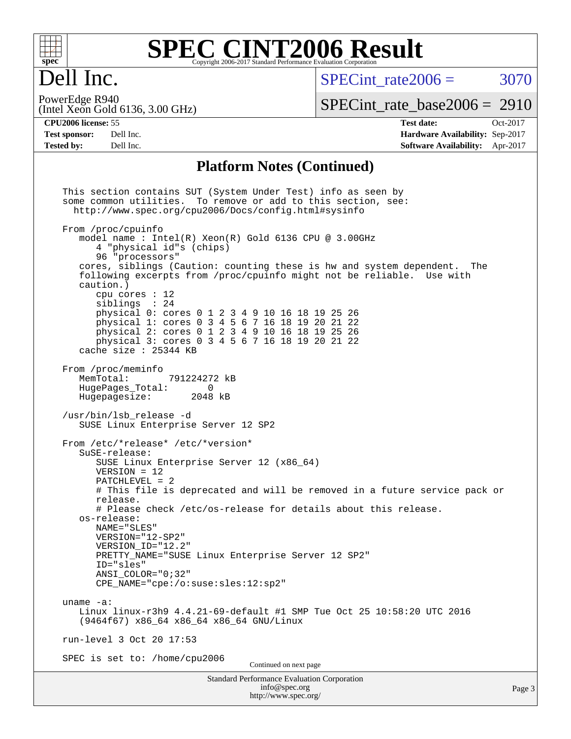# SPEC CINT2006 Result

Copyright 2006-2017 Standard Performance Evaluation Corporation

# Dell Inc.

PowerEdge R940
(Intel Xeon Gold 6136, 3.00 GHz)

SPECint_rate2006 = 3070

SPECint_rate_base2006 = 2910

**CPU2006 license:** 55
**Test sponsor:** Dell Inc.
**Tested by:** Dell Inc.

**Test date:** Oct-2017
**Hardware Availability:** Sep-2017
**Software Availability:** Apr-2017

## Platform Notes (Continued)

```
This section contains SUT (System Under Test) info as seen by
some common utilities.  To remove or add to this section, see:
  http://www.spec.org/cpu2006/Docs/config.html#sysinfo

From /proc/cpuinfo
   model name : Intel(R) Xeon(R) Gold 6136 CPU @ 3.00GHz
      4 "physical id"s (chips)
      96 "processors"
   cores, siblings (Caution: counting these is hw and system dependent.  The
   following excerpts from /proc/cpuinfo might not be reliable.  Use with
   caution.)
      cpu cores : 12
      siblings  : 24
      physical 0: cores 0 1 2 3 4 9 10 16 18 19 25 26
      physical 1: cores 0 3 4 5 6 7 16 18 19 20 21 22
      physical 2: cores 0 1 2 3 4 9 10 16 18 19 25 26
      physical 3: cores 0 3 4 5 6 7 16 18 19 20 21 22
   cache size : 25344 KB

From /proc/meminfo
   MemTotal:       791224272 kB
   HugePages_Total:       0
   Hugepagesize:       2048 kB

/usr/bin/lsb_release -d
   SUSE Linux Enterprise Server 12 SP2

From /etc/*release* /etc/*version*
   SuSE-release:
      SUSE Linux Enterprise Server 12 (x86_64)
      VERSION = 12
      PATCHLEVEL = 2
      # This file is deprecated and will be removed in a future service pack or
      release.
      # Please check /etc/os-release for details about this release.
   os-release:
      NAME="SLES"
      VERSION="12-SP2"
      VERSION_ID="12.2"
      PRETTY_NAME="SUSE Linux Enterprise Server 12 SP2"
      ID="sles"
      ANSI_COLOR="0;32"
      CPE_NAME="cpe:/o:suse:sles:12:sp2"

uname -a:
   Linux linux-r3h9 4.4.21-69-default #1 SMP Tue Oct 25 10:58:20 UTC 2016
   (9464f67) x86_64 x86_64 x86_64 GNU/Linux

run-level 3 Oct 20 17:53

SPEC is set to: /home/cpu2006
```

Continued on next page

Standard Performance Evaluation Corporation
info@spec.org
http://www.spec.org/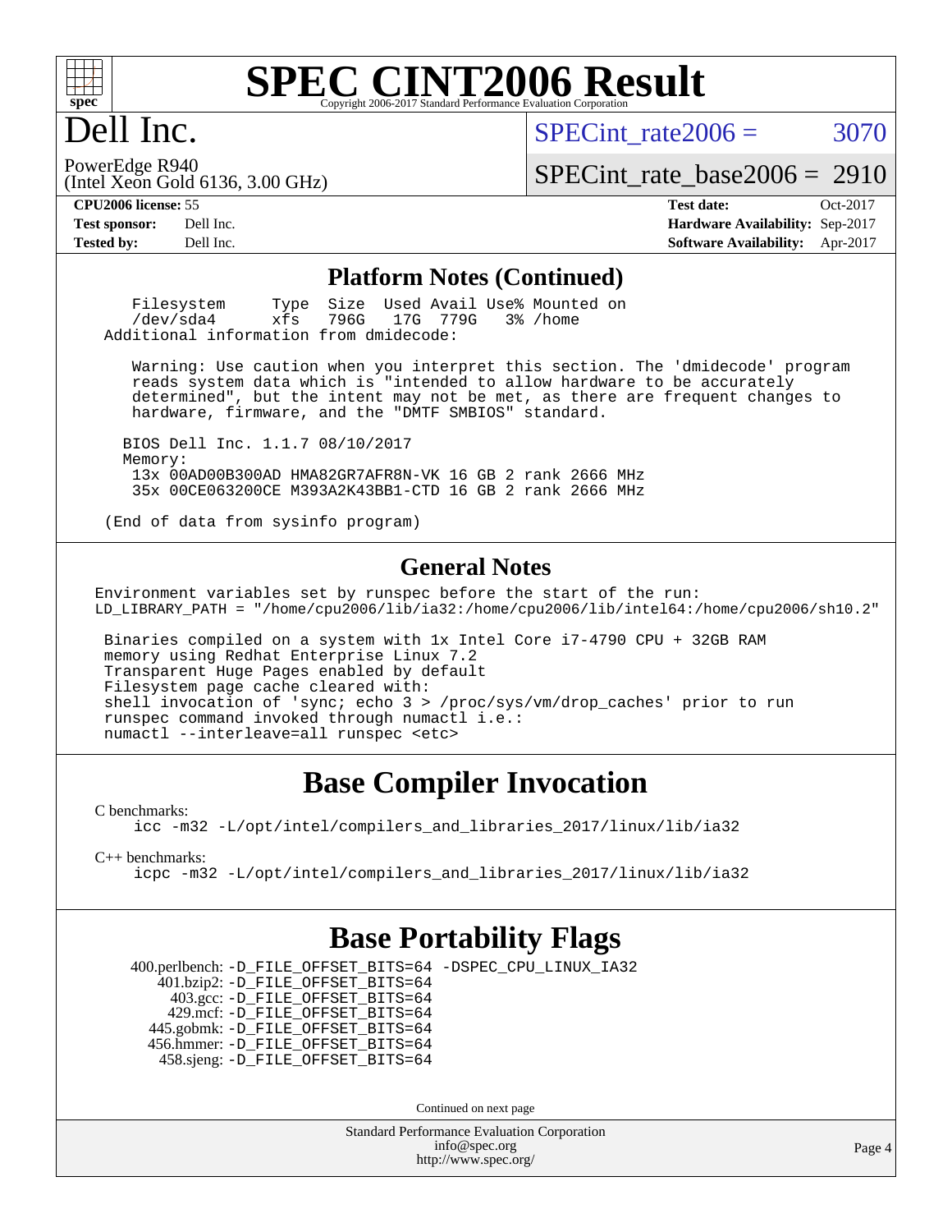# SPEC CINT2006 Result

Copyright 2006-2017 Standard Performance Evaluation Corporation

# Dell Inc.

PowerEdge R940
(Intel Xeon Gold 6136, 3.00 GHz)

SPECint_rate2006 = 3070

SPECint_rate_base2006 = 2910

**CPU2006 license:** 55
**Test sponsor:** Dell Inc.
**Tested by:** Dell Inc.

**Test date:** Oct-2017
**Hardware Availability:** Sep-2017
**Software Availability:** Apr-2017

## Platform Notes (Continued)

```
    Filesystem     Type  Size  Used Avail Use% Mounted on
    /dev/sda4      xfs   796G   17G  779G   3% /home
 Additional information from dmidecode:

    Warning: Use caution when you interpret this section. The 'dmidecode' program
    reads system data which is "intended to allow hardware to be accurately
    determined", but the intent may not be met, as there are frequent changes to
    hardware, firmware, and the "DMTF SMBIOS" standard.

   BIOS Dell Inc. 1.1.7 08/10/2017
   Memory:
    13x 00AD00B300AD HMA82GR7AFR8N-VK 16 GB 2 rank 2666 MHz
    35x 00CE063200CE M393A2K43BB1-CTD 16 GB 2 rank 2666 MHz

 (End of data from sysinfo program)
```

## General Notes

```
Environment variables set by runspec before the start of the run:
LD_LIBRARY_PATH = "/home/cpu2006/lib/ia32:/home/cpu2006/lib/intel64:/home/cpu2006/sh10.2"

 Binaries compiled on a system with 1x Intel Core i7-4790 CPU + 32GB RAM
 memory using Redhat Enterprise Linux 7.2
 Transparent Huge Pages enabled by default
 Filesystem page cache cleared with:
 shell invocation of 'sync; echo 3 > /proc/sys/vm/drop_caches' prior to run
 runspec command invoked through numactl i.e.:
 numactl --interleave=all runspec <etc>
```

## Base Compiler Invocation

C benchmarks:
```
icc -m32 -L/opt/intel/compilers_and_libraries_2017/linux/lib/ia32
```

C++ benchmarks:
```
icpc -m32 -L/opt/intel/compilers_and_libraries_2017/linux/lib/ia32
```

## Base Portability Flags

```
400.perlbench: -D_FILE_OFFSET_BITS=64 -DSPEC_CPU_LINUX_IA32
    401.bzip2: -D_FILE_OFFSET_BITS=64
      403.gcc: -D_FILE_OFFSET_BITS=64
      429.mcf: -D_FILE_OFFSET_BITS=64
    445.gobmk: -D_FILE_OFFSET_BITS=64
    456.hmmer: -D_FILE_OFFSET_BITS=64
    458.sjeng: -D_FILE_OFFSET_BITS=64
```

Continued on next page

Standard Performance Evaluation Corporation
info@spec.org
http://www.spec.org/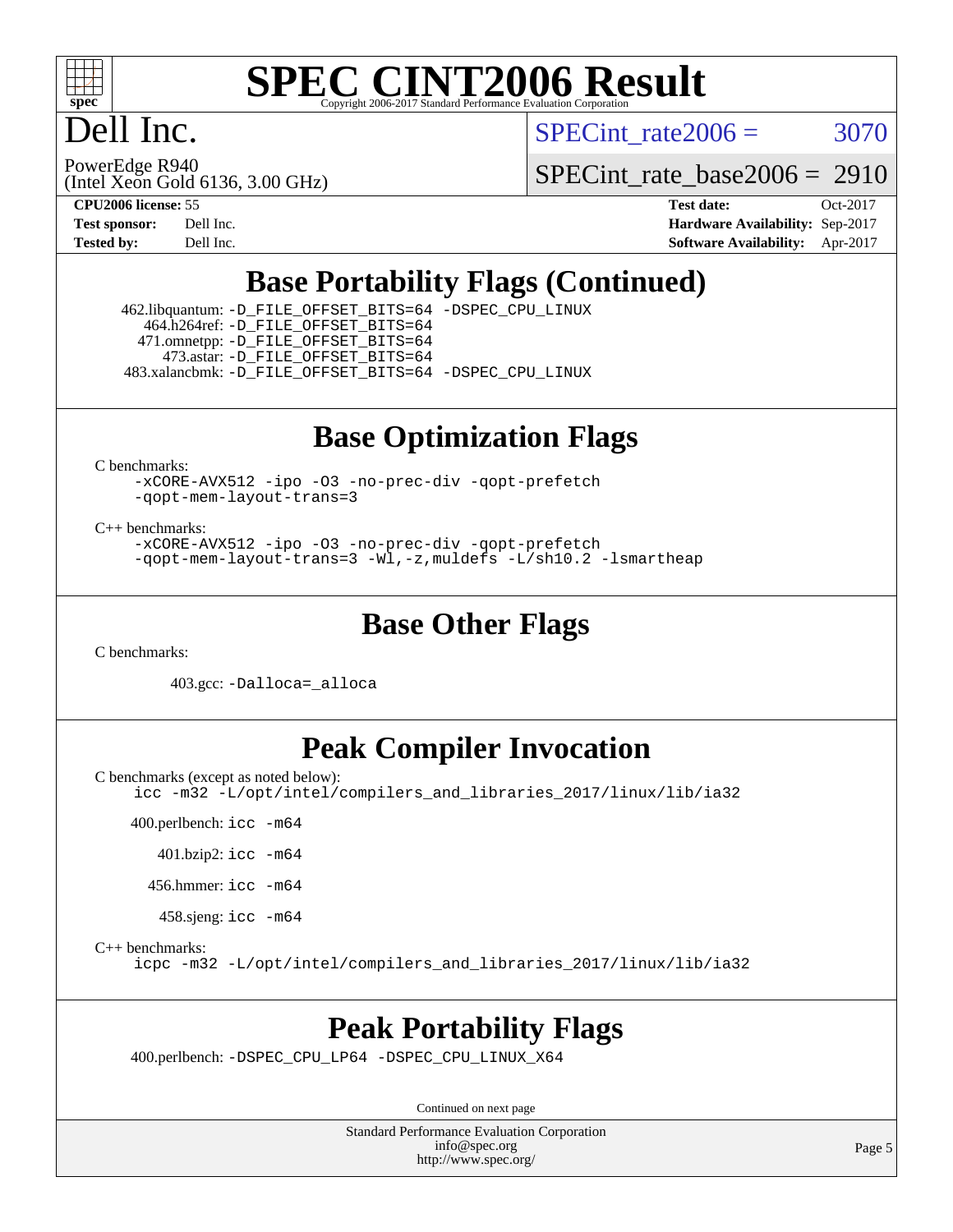# SPEC CINT2006 Result

Copyright 2006-2017 Standard Performance Evaluation Corporation

# Dell Inc.

PowerEdge R940
(Intel Xeon Gold 6136, 3.00 GHz)

SPECint_rate2006 = 3070

SPECint_rate_base2006 = 2910

**CPU2006 license:** 55
**Test sponsor:** Dell Inc.
**Tested by:** Dell Inc.

**Test date:** Oct-2017
**Hardware Availability:** Sep-2017
**Software Availability:** Apr-2017

## Base Portability Flags (Continued)

462.libquantum: `-D_FILE_OFFSET_BITS=64 -DSPEC_CPU_LINUX`
464.h264ref: `-D_FILE_OFFSET_BITS=64`
471.omnetpp: `-D_FILE_OFFSET_BITS=64`
473.astar: `-D_FILE_OFFSET_BITS=64`
483.xalancbmk: `-D_FILE_OFFSET_BITS=64 -DSPEC_CPU_LINUX`

## Base Optimization Flags

C benchmarks:

```
-xCORE-AVX512 -ipo -O3 -no-prec-div -qopt-prefetch
-qopt-mem-layout-trans=3
```

C++ benchmarks:

```
-xCORE-AVX512 -ipo -O3 -no-prec-div -qopt-prefetch
-qopt-mem-layout-trans=3 -Wl,-z,muldefs -L/sh10.2 -lsmartheap
```

## Base Other Flags

C benchmarks:

403.gcc: `-Dalloca=_alloca`

## Peak Compiler Invocation

C benchmarks (except as noted below):

```
icc -m32 -L/opt/intel/compilers_and_libraries_2017/linux/lib/ia32
```

400.perlbench: `icc -m64`

401.bzip2: `icc -m64`

456.hmmer: `icc -m64`

458.sjeng: `icc -m64`

C++ benchmarks:

```
icpc -m32 -L/opt/intel/compilers_and_libraries_2017/linux/lib/ia32
```

## Peak Portability Flags

400.perlbench: `-DSPEC_CPU_LP64 -DSPEC_CPU_LINUX_X64`

Continued on next page

Standard Performance Evaluation Corporation
info@spec.org
http://www.spec.org/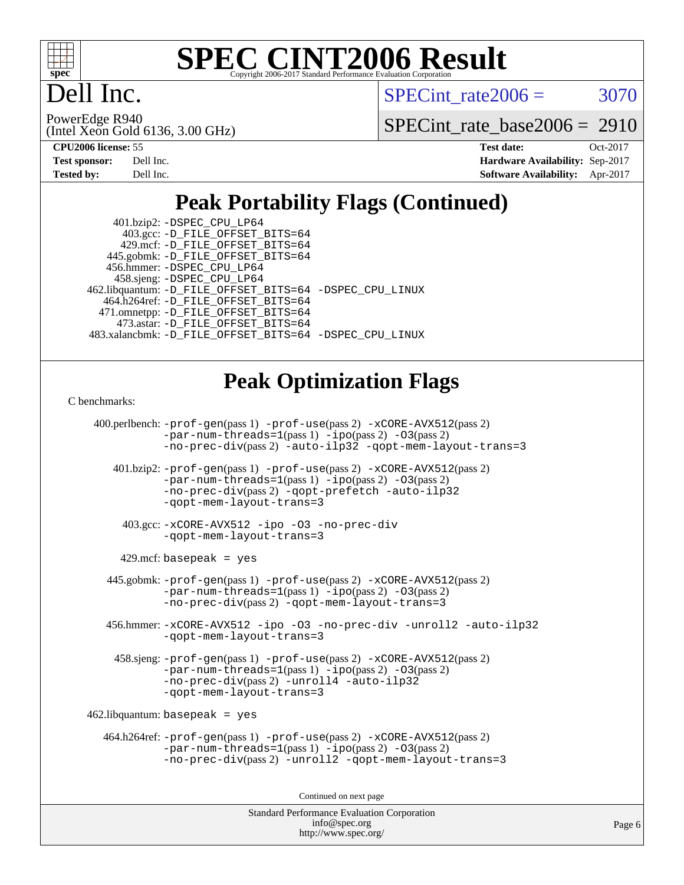# SPEC CINT2006 Result

Copyright 2006-2017 Standard Performance Evaluation Corporation

## Dell Inc.

PowerEdge R940
(Intel Xeon Gold 6136, 3.00 GHz)

SPECint_rate2006 = 3070

SPECint_rate_base2006 = 2910

| | | | |
|---|---|---|---|
| **CPU2006 license:** 55 | | **Test date:** | Oct-2017 |
| **Test sponsor:** | Dell Inc. | **Hardware Availability:** | Sep-2017 |
| **Tested by:** | Dell Inc. | **Software Availability:** | Apr-2017 |

## Peak Portability Flags (Continued)

401.bzip2: -DSPEC_CPU_LP64
403.gcc: -D_FILE_OFFSET_BITS=64
429.mcf: -D_FILE_OFFSET_BITS=64
445.gobmk: -D_FILE_OFFSET_BITS=64
456.hmmer: -DSPEC_CPU_LP64
458.sjeng: -DSPEC_CPU_LP64
462.libquantum: -D_FILE_OFFSET_BITS=64 -DSPEC_CPU_LINUX
464.h264ref: -D_FILE_OFFSET_BITS=64
471.omnetpp: -D_FILE_OFFSET_BITS=64
473.astar: -D_FILE_OFFSET_BITS=64
483.xalancbmk: -D_FILE_OFFSET_BITS=64 -DSPEC_CPU_LINUX

## Peak Optimization Flags

C benchmarks:

400.perlbench: -prof-gen(pass 1) -prof-use(pass 2) -xCORE-AVX512(pass 2) -par-num-threads=1(pass 1) -ipo(pass 2) -O3(pass 2) -no-prec-div(pass 2) -auto-ilp32 -qopt-mem-layout-trans=3

401.bzip2: -prof-gen(pass 1) -prof-use(pass 2) -xCORE-AVX512(pass 2) -par-num-threads=1(pass 1) -ipo(pass 2) -O3(pass 2) -no-prec-div(pass 2) -qopt-prefetch -auto-ilp32 -qopt-mem-layout-trans=3

403.gcc: -xCORE-AVX512 -ipo -O3 -no-prec-div -qopt-mem-layout-trans=3

429.mcf: basepeak = yes

445.gobmk: -prof-gen(pass 1) -prof-use(pass 2) -xCORE-AVX512(pass 2) -par-num-threads=1(pass 1) -ipo(pass 2) -O3(pass 2) -no-prec-div(pass 2) -qopt-mem-layout-trans=3

456.hmmer: -xCORE-AVX512 -ipo -O3 -no-prec-div -unroll2 -auto-ilp32 -qopt-mem-layout-trans=3

458.sjeng: -prof-gen(pass 1) -prof-use(pass 2) -xCORE-AVX512(pass 2) -par-num-threads=1(pass 1) -ipo(pass 2) -O3(pass 2) -no-prec-div(pass 2) -unroll4 -auto-ilp32 -qopt-mem-layout-trans=3

462.libquantum: basepeak = yes

464.h264ref: -prof-gen(pass 1) -prof-use(pass 2) -xCORE-AVX512(pass 2) -par-num-threads=1(pass 1) -ipo(pass 2) -O3(pass 2) -no-prec-div(pass 2) -unroll2 -qopt-mem-layout-trans=3

Continued on next page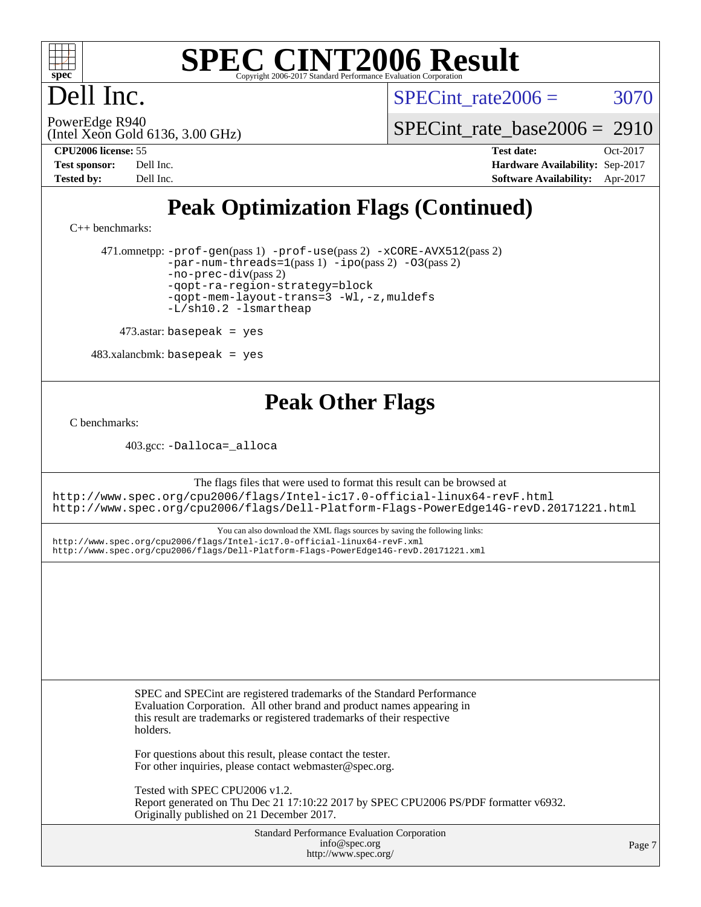# Peak Optimization Flags (Continued)

C++ benchmarks:

471.omnetpp: -prof-gen(pass 1) -prof-use(pass 2) -xCORE-AVX512(pass 2) -par-num-threads=1(pass 1) -ipo(pass 2) -O3(pass 2) -no-prec-div(pass 2) -qopt-ra-region-strategy=block -qopt-mem-layout-trans=3 -Wl,-z,muldefs -L/sh10.2 -lsmartheap

473.astar: basepeak = yes

483.xalancbmk: basepeak = yes

# Peak Other Flags

C benchmarks:

403.gcc: -Dalloca=_alloca

The flags files that were used to format this result can be browsed at
http://www.spec.org/cpu2006/flags/Intel-ic17.0-official-linux64-revF.html
http://www.spec.org/cpu2006/flags/Dell-Platform-Flags-PowerEdge14G-revD.20171221.html

You can also download the XML flags sources by saving the following links:
http://www.spec.org/cpu2006/flags/Intel-ic17.0-official-linux64-revF.xml
http://www.spec.org/cpu2006/flags/Dell-Platform-Flags-PowerEdge14G-revD.20171221.xml

SPEC and SPECint are registered trademarks of the Standard Performance Evaluation Corporation. All other brand and product names appearing in this result are trademarks or registered trademarks of their respective holders.

For questions about this result, please contact the tester.
For other inquiries, please contact webmaster@spec.org.

Tested with SPEC CPU2006 v1.2.
Report generated on Thu Dec 21 17:10:22 2017 by SPEC CPU2006 PS/PDF formatter v6932.
Originally published on 21 December 2017.